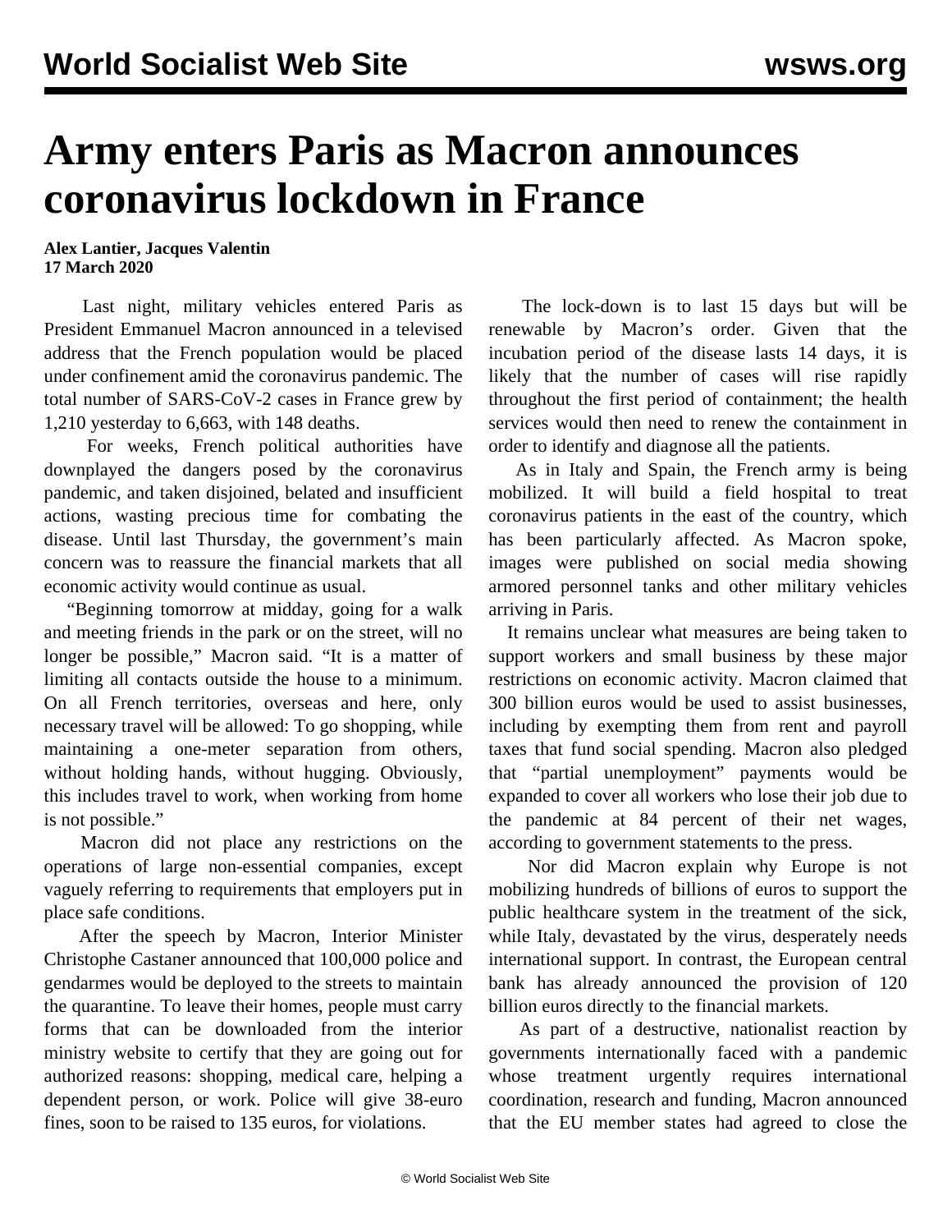# Army enters Paris as Macron announces coronavirus lockdown in France

**Alex Lantier, Jacques Valentin**
**17 March 2020**

Last night, military vehicles entered Paris as President Emmanuel Macron announced in a televised address that the French population would be placed under confinement amid the coronavirus pandemic. The total number of SARS-CoV-2 cases in France grew by 1,210 yesterday to 6,663, with 148 deaths.

For weeks, French political authorities have downplayed the dangers posed by the coronavirus pandemic, and taken disjoined, belated and insufficient actions, wasting precious time for combating the disease. Until last Thursday, the government's main concern was to reassure the financial markets that all economic activity would continue as usual.

"Beginning tomorrow at midday, going for a walk and meeting friends in the park or on the street, will no longer be possible," Macron said. "It is a matter of limiting all contacts outside the house to a minimum. On all French territories, overseas and here, only necessary travel will be allowed: To go shopping, while maintaining a one-meter separation from others, without holding hands, without hugging. Obviously, this includes travel to work, when working from home is not possible."

Macron did not place any restrictions on the operations of large non-essential companies, except vaguely referring to requirements that employers put in place safe conditions.

After the speech by Macron, Interior Minister Christophe Castaner announced that 100,000 police and gendarmes would be deployed to the streets to maintain the quarantine. To leave their homes, people must carry forms that can be downloaded from the interior ministry website to certify that they are going out for authorized reasons: shopping, medical care, helping a dependent person, or work. Police will give 38-euro fines, soon to be raised to 135 euros, for violations.

The lock-down is to last 15 days but will be renewable by Macron's order. Given that the incubation period of the disease lasts 14 days, it is likely that the number of cases will rise rapidly throughout the first period of containment; the health services would then need to renew the containment in order to identify and diagnose all the patients.

As in Italy and Spain, the French army is being mobilized. It will build a field hospital to treat coronavirus patients in the east of the country, which has been particularly affected. As Macron spoke, images were published on social media showing armored personnel tanks and other military vehicles arriving in Paris.

It remains unclear what measures are being taken to support workers and small business by these major restrictions on economic activity. Macron claimed that 300 billion euros would be used to assist businesses, including by exempting them from rent and payroll taxes that fund social spending. Macron also pledged that "partial unemployment" payments would be expanded to cover all workers who lose their job due to the pandemic at 84 percent of their net wages, according to government statements to the press.

Nor did Macron explain why Europe is not mobilizing hundreds of billions of euros to support the public healthcare system in the treatment of the sick, while Italy, devastated by the virus, desperately needs international support. In contrast, the European central bank has already announced the provision of 120 billion euros directly to the financial markets.

As part of a destructive, nationalist reaction by governments internationally faced with a pandemic whose treatment urgently requires international coordination, research and funding, Macron announced that the EU member states had agreed to close the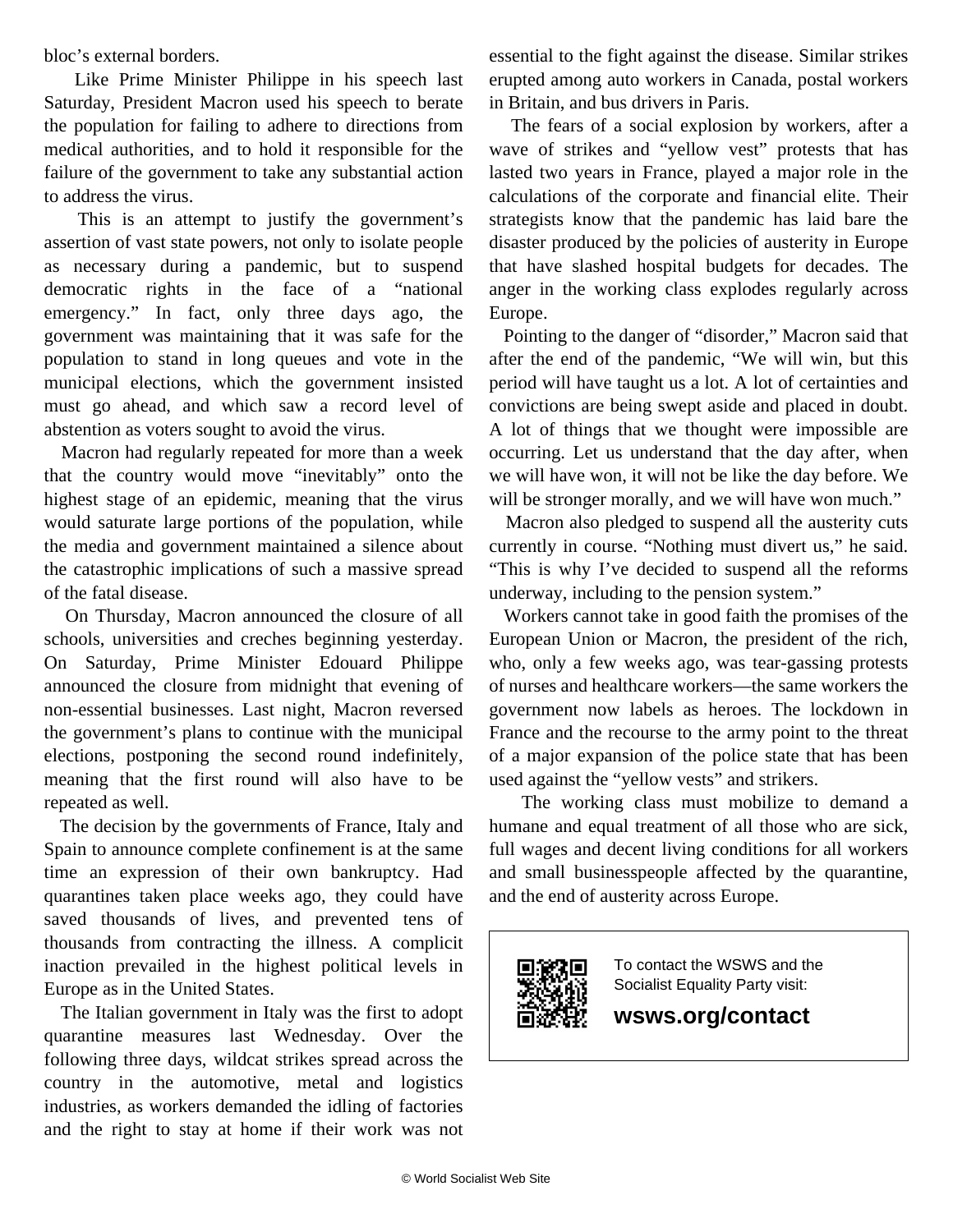bloc's external borders.

Like Prime Minister Philippe in his speech last Saturday, President Macron used his speech to berate the population for failing to adhere to directions from medical authorities, and to hold it responsible for the failure of the government to take any substantial action to address the virus.

This is an attempt to justify the government's assertion of vast state powers, not only to isolate people as necessary during a pandemic, but to suspend democratic rights in the face of a "national emergency." In fact, only three days ago, the government was maintaining that it was safe for the population to stand in long queues and vote in the municipal elections, which the government insisted must go ahead, and which saw a record level of abstention as voters sought to avoid the virus.

Macron had regularly repeated for more than a week that the country would move "inevitably" onto the highest stage of an epidemic, meaning that the virus would saturate large portions of the population, while the media and government maintained a silence about the catastrophic implications of such a massive spread of the fatal disease.

On Thursday, Macron announced the closure of all schools, universities and creches beginning yesterday. On Saturday, Prime Minister Edouard Philippe announced the closure from midnight that evening of non-essential businesses. Last night, Macron reversed the government's plans to continue with the municipal elections, postponing the second round indefinitely, meaning that the first round will also have to be repeated as well.

The decision by the governments of France, Italy and Spain to announce complete confinement is at the same time an expression of their own bankruptcy. Had quarantines taken place weeks ago, they could have saved thousands of lives, and prevented tens of thousands from contracting the illness. A complicit inaction prevailed in the highest political levels in Europe as in the United States.

The Italian government in Italy was the first to adopt quarantine measures last Wednesday. Over the following three days, wildcat strikes spread across the country in the automotive, metal and logistics industries, as workers demanded the idling of factories and the right to stay at home if their work was not essential to the fight against the disease. Similar strikes erupted among auto workers in Canada, postal workers in Britain, and bus drivers in Paris.

The fears of a social explosion by workers, after a wave of strikes and "yellow vest" protests that has lasted two years in France, played a major role in the calculations of the corporate and financial elite. Their strategists know that the pandemic has laid bare the disaster produced by the policies of austerity in Europe that have slashed hospital budgets for decades. The anger in the working class explodes regularly across Europe.

Pointing to the danger of "disorder," Macron said that after the end of the pandemic, "We will win, but this period will have taught us a lot. A lot of certainties and convictions are being swept aside and placed in doubt. A lot of things that we thought were impossible are occurring. Let us understand that the day after, when we will have won, it will not be like the day before. We will be stronger morally, and we will have won much."

Macron also pledged to suspend all the austerity cuts currently in course. "Nothing must divert us," he said. "This is why I've decided to suspend all the reforms underway, including to the pension system."

Workers cannot take in good faith the promises of the European Union or Macron, the president of the rich, who, only a few weeks ago, was tear-gassing protests of nurses and healthcare workers—the same workers the government now labels as heroes. The lockdown in France and the recourse to the army point to the threat of a major expansion of the police state that has been used against the "yellow vests" and strikers.

The working class must mobilize to demand a humane and equal treatment of all those who are sick, full wages and decent living conditions for all workers and small businesspeople affected by the quarantine, and the end of austerity across Europe.

To contact the WSWS and the Socialist Equality Party visit:

**wsws.org/contact**